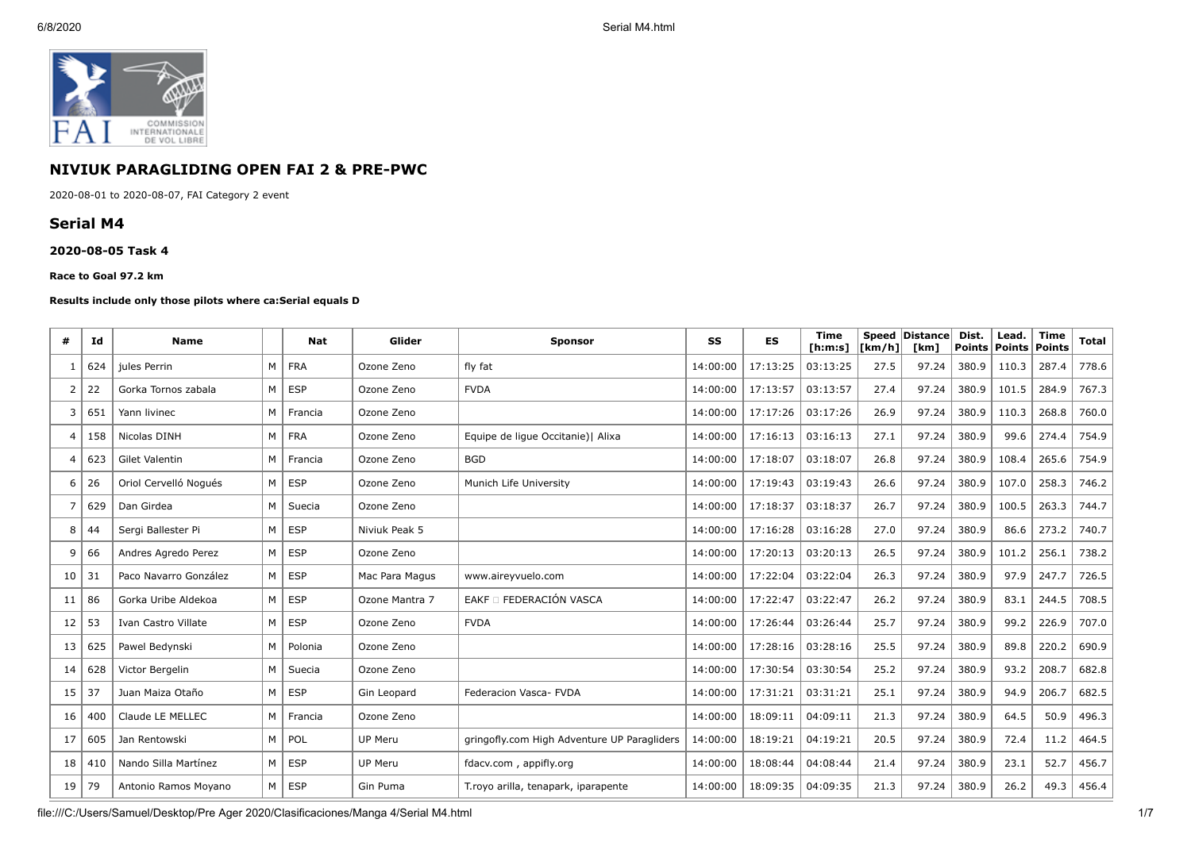## NIVIUK PARAGLIDING OPEN FAI 2 & PRE-PWC

2020-08-01 to 2020-08-07, FAI Category 2 event

## Serial M4

### 2020-08-05 Task 4

**Race to Goal 97.2 km**

**Results include only those pilots where ca:Serial equals D**

| # | Id | Name | | Nat | Glider | Sponsor | SS | ES | Time [h:m:s] | Speed [km/h] | Distance [km] | Dist. Points | Lead. Points | Time Points | Total |
|---|---|---|---|---|---|---|---|---|---|---|---|---|---|---|---|
| 1 | 624 | jules Perrin | M | FRA | Ozone Zeno | fly fat | 14:00:00 | 17:13:25 | 03:13:25 | 27.5 | 97.24 | 380.9 | 110.3 | 287.4 | 778.6 |
| 2 | 22 | Gorka Tornos zabala | M | ESP | Ozone Zeno | FVDA | 14:00:00 | 17:13:57 | 03:13:57 | 27.4 | 97.24 | 380.9 | 101.5 | 284.9 | 767.3 |
| 3 | 651 | Yann livinec | M | Francia | Ozone Zeno | | 14:00:00 | 17:17:26 | 03:17:26 | 26.9 | 97.24 | 380.9 | 110.3 | 268.8 | 760.0 |
| 4 | 158 | Nicolas DINH | M | FRA | Ozone Zeno | Equipe de ligue Occitanie)\| Alixa | 14:00:00 | 17:16:13 | 03:16:13 | 27.1 | 97.24 | 380.9 | 99.6 | 274.4 | 754.9 |
| 4 | 623 | Gilet Valentin | M | Francia | Ozone Zeno | BGD | 14:00:00 | 17:18:07 | 03:18:07 | 26.8 | 97.24 | 380.9 | 108.4 | 265.6 | 754.9 |
| 6 | 26 | Oriol Cervelló Nogués | M | ESP | Ozone Zeno | Munich Life University | 14:00:00 | 17:19:43 | 03:19:43 | 26.6 | 97.24 | 380.9 | 107.0 | 258.3 | 746.2 |
| 7 | 629 | Dan Girdea | M | Suecia | Ozone Zeno | | 14:00:00 | 17:18:37 | 03:18:37 | 26.7 | 97.24 | 380.9 | 100.5 | 263.3 | 744.7 |
| 8 | 44 | Sergi Ballester Pi | M | ESP | Niviuk Peak 5 | | 14:00:00 | 17:16:28 | 03:16:28 | 27.0 | 97.24 | 380.9 | 86.6 | 273.2 | 740.7 |
| 9 | 66 | Andres Agredo Perez | M | ESP | Ozone Zeno | | 14:00:00 | 17:20:13 | 03:20:13 | 26.5 | 97.24 | 380.9 | 101.2 | 256.1 | 738.2 |
| 10 | 31 | Paco Navarro González | M | ESP | Mac Para Magus | www.aireyvuelo.com | 14:00:00 | 17:22:04 | 03:22:04 | 26.3 | 97.24 | 380.9 | 97.9 | 247.7 | 726.5 |
| 11 | 86 | Gorka Uribe Aldekoa | M | ESP | Ozone Mantra 7 | EAKF  FEDERACIÓN VASCA | 14:00:00 | 17:22:47 | 03:22:47 | 26.2 | 97.24 | 380.9 | 83.1 | 244.5 | 708.5 |
| 12 | 53 | Ivan Castro Villate | M | ESP | Ozone Zeno | FVDA | 14:00:00 | 17:26:44 | 03:26:44 | 25.7 | 97.24 | 380.9 | 99.2 | 226.9 | 707.0 |
| 13 | 625 | Pawel Bedynski | M | Polonia | Ozone Zeno | | 14:00:00 | 17:28:16 | 03:28:16 | 25.5 | 97.24 | 380.9 | 89.8 | 220.2 | 690.9 |
| 14 | 628 | Victor Bergelin | M | Suecia | Ozone Zeno | | 14:00:00 | 17:30:54 | 03:30:54 | 25.2 | 97.24 | 380.9 | 93.2 | 208.7 | 682.8 |
| 15 | 37 | Juan Maiza Otaño | M | ESP | Gin Leopard | Federacion Vasca- FVDA | 14:00:00 | 17:31:21 | 03:31:21 | 25.1 | 97.24 | 380.9 | 94.9 | 206.7 | 682.5 |
| 16 | 400 | Claude LE MELLEC | M | Francia | Ozone Zeno | | 14:00:00 | 18:09:11 | 04:09:11 | 21.3 | 97.24 | 380.9 | 64.5 | 50.9 | 496.3 |
| 17 | 605 | Jan Rentowski | M | POL | UP Meru | gringofly.com High Adventure UP Paragliders | 14:00:00 | 18:19:21 | 04:19:21 | 20.5 | 97.24 | 380.9 | 72.4 | 11.2 | 464.5 |
| 18 | 410 | Nando Silla Martínez | M | ESP | UP Meru | fdacv.com , appifly.org | 14:00:00 | 18:08:44 | 04:08:44 | 21.4 | 97.24 | 380.9 | 23.1 | 52.7 | 456.7 |
| 19 | 79 | Antonio Ramos Moyano | M | ESP | Gin Puma | T.royo arilla, tenapark, iparapente | 14:00:00 | 18:09:35 | 04:09:35 | 21.3 | 97.24 | 380.9 | 26.2 | 49.3 | 456.4 |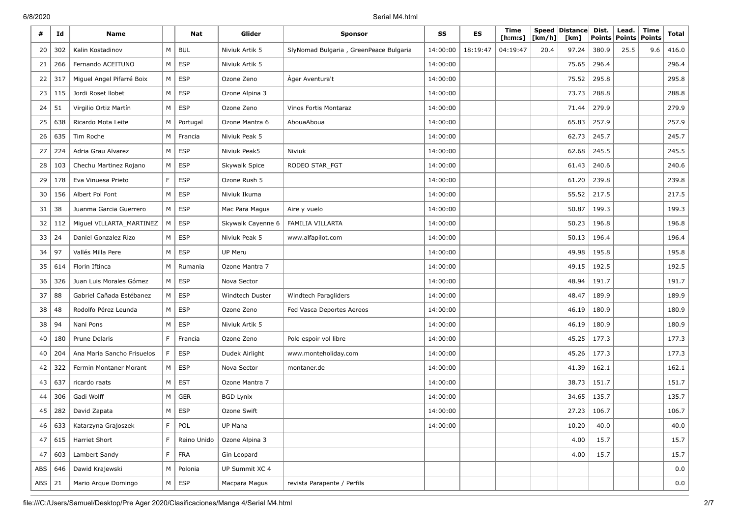| # | Id | Name | | Nat | Glider | Sponsor | SS | ES | Time [h:m:s] | Speed [km/h] | Distance [km] | Dist. Points | Lead. Points | Time Points | Total |
|---|---|---|---|---|---|---|---|---|---|---|---|---|---|---|---|
| 20 | 302 | Kalin Kostadinov | M | BUL | Niviuk Artik 5 | SlyNomad Bulgaria , GreenPeace Bulgaria | 14:00:00 | 18:19:47 | 04:19:47 | 20.4 | 97.24 | 380.9 | 25.5 | 9.6 | 416.0 |
| 21 | 266 | Fernando ACEITUNO | M | ESP | Niviuk Artik 5 | | 14:00:00 | | | | 75.65 | 296.4 | | | 296.4 |
| 22 | 317 | Miguel Angel Pifarré Boix | M | ESP | Ozone Zeno | Àger Aventura't | 14:00:00 | | | | 75.52 | 295.8 | | | 295.8 |
| 23 | 115 | Jordi Roset llobet | M | ESP | Ozone Alpina 3 | | 14:00:00 | | | | 73.73 | 288.8 | | | 288.8 |
| 24 | 51 | Virgilio Ortiz Martín | M | ESP | Ozone Zeno | Vinos Fortis Montaraz | 14:00:00 | | | | 71.44 | 279.9 | | | 279.9 |
| 25 | 638 | Ricardo Mota Leite | M | Portugal | Ozone Mantra 6 | AbouaAboua | 14:00:00 | | | | 65.83 | 257.9 | | | 257.9 |
| 26 | 635 | Tim Roche | M | Francia | Niviuk Peak 5 | | 14:00:00 | | | | 62.73 | 245.7 | | | 245.7 |
| 27 | 224 | Adria Grau Alvarez | M | ESP | Niviuk Peak5 | Niviuk | 14:00:00 | | | | 62.68 | 245.5 | | | 245.5 |
| 28 | 103 | Chechu Martinez Rojano | M | ESP | Skywalk Spice | RODEO STAR_FGT | 14:00:00 | | | | 61.43 | 240.6 | | | 240.6 |
| 29 | 178 | Eva Vinuesa Prieto | F | ESP | Ozone Rush 5 | | 14:00:00 | | | | 61.20 | 239.8 | | | 239.8 |
| 30 | 156 | Albert Pol Font | M | ESP | Niviuk Ikuma | | 14:00:00 | | | | 55.52 | 217.5 | | | 217.5 |
| 31 | 38 | Juanma Garcia Guerrero | M | ESP | Mac Para Magus | Aire y vuelo | 14:00:00 | | | | 50.87 | 199.3 | | | 199.3 |
| 32 | 112 | Miguel VILLARTA_MARTINEZ | M | ESP | Skywalk Cayenne 6 | FAMILIA VILLARTA | 14:00:00 | | | | 50.23 | 196.8 | | | 196.8 |
| 33 | 24 | Daniel Gonzalez Rizo | M | ESP | Niviuk Peak 5 | www.alfapilot.com | 14:00:00 | | | | 50.13 | 196.4 | | | 196.4 |
| 34 | 97 | Vallés Milla Pere | M | ESP | UP Meru | | 14:00:00 | | | | 49.98 | 195.8 | | | 195.8 |
| 35 | 614 | Florin Iftinca | M | Rumania | Ozone Mantra 7 | | 14:00:00 | | | | 49.15 | 192.5 | | | 192.5 |
| 36 | 326 | Juan Luis Morales Gómez | M | ESP | Nova Sector | | 14:00:00 | | | | 48.94 | 191.7 | | | 191.7 |
| 37 | 88 | Gabriel Cañada Estébanez | M | ESP | Windtech Duster | Windtech Paragliders | 14:00:00 | | | | 48.47 | 189.9 | | | 189.9 |
| 38 | 48 | Rodolfo Pérez Leunda | M | ESP | Ozone Zeno | Fed Vasca Deportes Aereos | 14:00:00 | | | | 46.19 | 180.9 | | | 180.9 |
| 38 | 94 | Nani Pons | M | ESP | Niviuk Artik 5 | | 14:00:00 | | | | 46.19 | 180.9 | | | 180.9 |
| 40 | 180 | Prune Delaris | F | Francia | Ozone Zeno | Pole espoir vol libre | 14:00:00 | | | | 45.25 | 177.3 | | | 177.3 |
| 40 | 204 | Ana Maria Sancho Frisuelos | F | ESP | Dudek Airlight | www.monteholiday.com | 14:00:00 | | | | 45.26 | 177.3 | | | 177.3 |
| 42 | 322 | Fermin Montaner Morant | M | ESP | Nova Sector | montaner.de | 14:00:00 | | | | 41.39 | 162.1 | | | 162.1 |
| 43 | 637 | ricardo raats | M | EST | Ozone Mantra 7 | | 14:00:00 | | | | 38.73 | 151.7 | | | 151.7 |
| 44 | 306 | Gadi Wolff | M | GER | BGD Lynix | | 14:00:00 | | | | 34.65 | 135.7 | | | 135.7 |
| 45 | 282 | David Zapata | M | ESP | Ozone Swift | | 14:00:00 | | | | 27.23 | 106.7 | | | 106.7 |
| 46 | 633 | Katarzyna Grajoszek | F | POL | UP Mana | | 14:00:00 | | | | 10.20 | 40.0 | | | 40.0 |
| 47 | 615 | Harriet Short | F | Reino Unido | Ozone Alpina 3 | | | | | | 4.00 | 15.7 | | | 15.7 |
| 47 | 603 | Lambert Sandy | F | FRA | Gin Leopard | | | | | | 4.00 | 15.7 | | | 15.7 |
| ABS | 646 | Dawid Krajewski | M | Polonia | UP Summit XC 4 | | | | | | | | | | 0.0 |
| ABS | 21 | Mario Arque Domingo | M | ESP | Macpara Magus | revista Parapente / Perfils | | | | | | | | | 0.0 |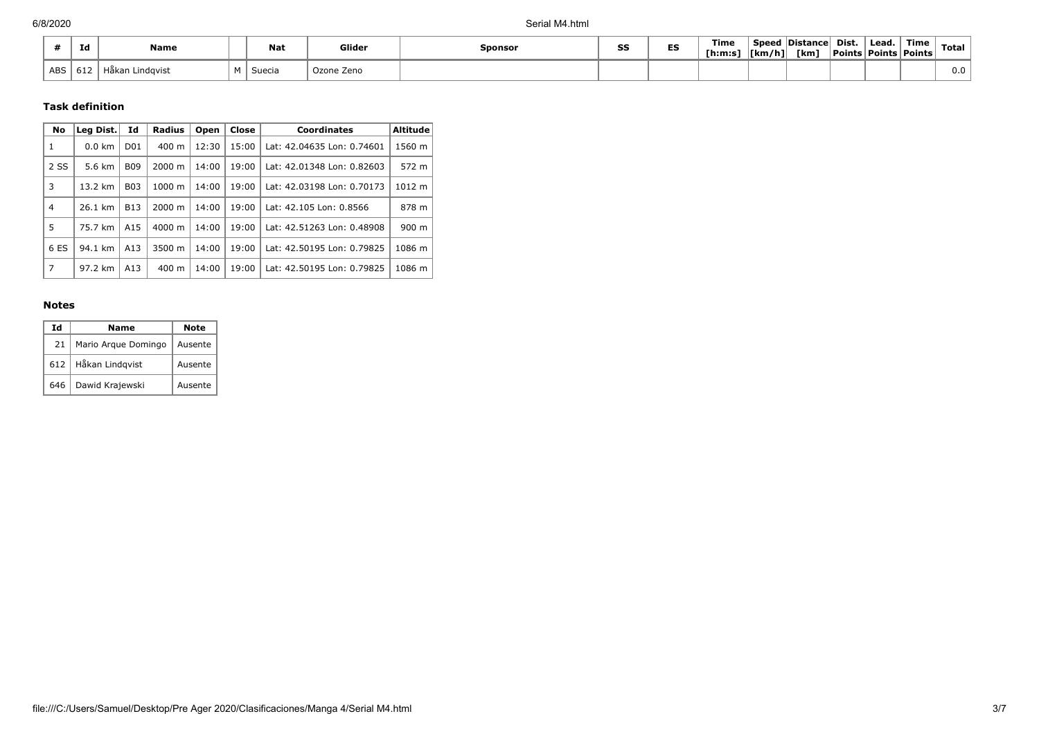| # | Id | Name | | Nat | Glider | Sponsor | SS | ES | Time [h:m:s] | Speed [km/h] | Distance [km] | Dist. Points | Lead. Points | Time Points | Total |
|---|---|---|---|---|---|---|---|---|---|---|---|---|---|---|---|
| ABS | 612 | Håkan Lindqvist | M | Suecia | Ozone Zeno | | | | | | | | | | 0.0 |

### Task definition

| No | Leg Dist. | Id | Radius | Open | Close | Coordinates | Altitude |
|---|---|---|---|---|---|---|---|
| 1 | 0.0 km | D01 | 400 m | 12:30 | 15:00 | Lat: 42.04635 Lon: 0.74601 | 1560 m |
| 2 SS | 5.6 km | B09 | 2000 m | 14:00 | 19:00 | Lat: 42.01348 Lon: 0.82603 | 572 m |
| 3 | 13.2 km | B03 | 1000 m | 14:00 | 19:00 | Lat: 42.03198 Lon: 0.70173 | 1012 m |
| 4 | 26.1 km | B13 | 2000 m | 14:00 | 19:00 | Lat: 42.105 Lon: 0.8566 | 878 m |
| 5 | 75.7 km | A15 | 4000 m | 14:00 | 19:00 | Lat: 42.51263 Lon: 0.48908 | 900 m |
| 6 ES | 94.1 km | A13 | 3500 m | 14:00 | 19:00 | Lat: 42.50195 Lon: 0.79825 | 1086 m |
| 7 | 97.2 km | A13 | 400 m | 14:00 | 19:00 | Lat: 42.50195 Lon: 0.79825 | 1086 m |

### Notes

| Id | Name | Note |
|---|---|---|
| 21 | Mario Arque Domingo | Ausente |
| 612 | Håkan Lindqvist | Ausente |
| 646 | Dawid Krajewski | Ausente |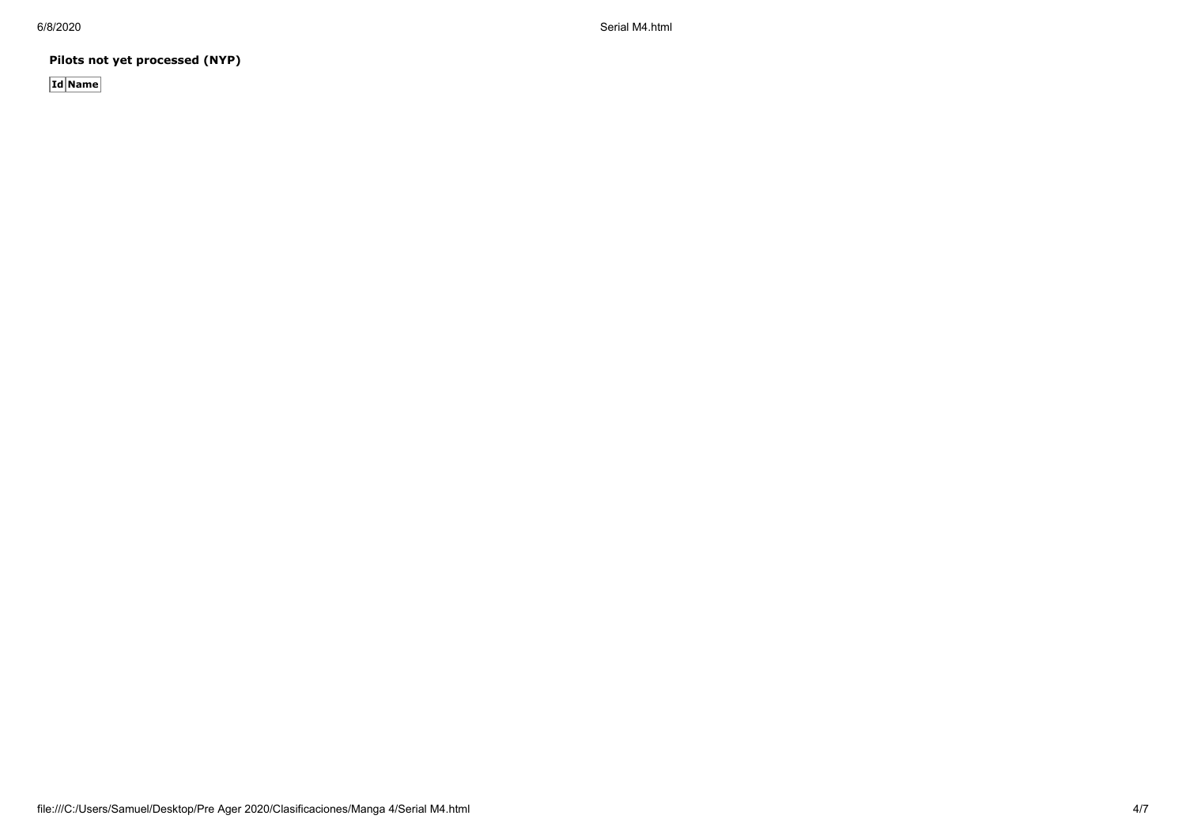**Pilots not yet processed (NYP)**

| Id | Name |
| --- | --- |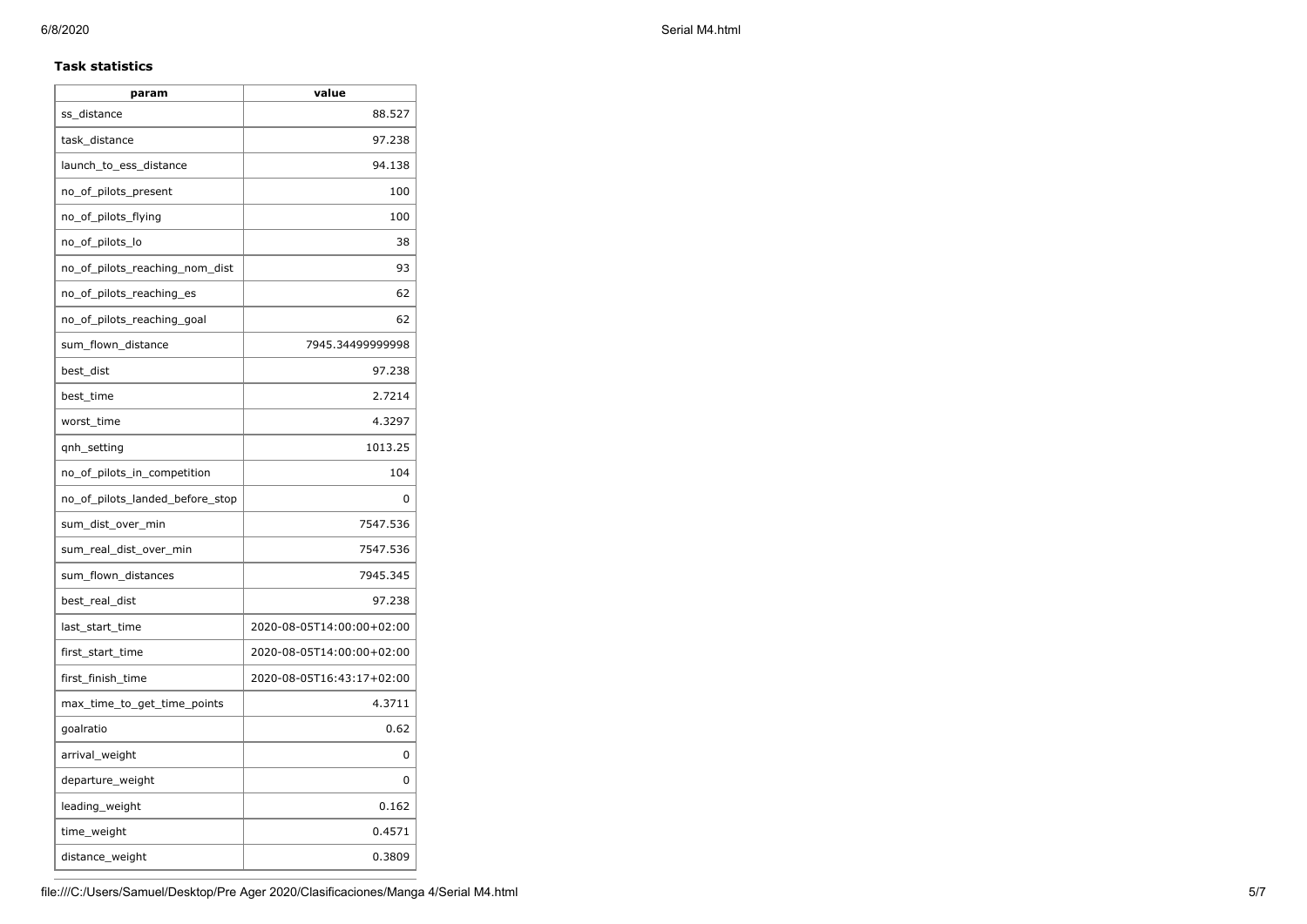**Task statistics**

| param | value |
|---|---|
| ss_distance | 88.527 |
| task_distance | 97.238 |
| launch_to_ess_distance | 94.138 |
| no_of_pilots_present | 100 |
| no_of_pilots_flying | 100 |
| no_of_pilots_lo | 38 |
| no_of_pilots_reaching_nom_dist | 93 |
| no_of_pilots_reaching_es | 62 |
| no_of_pilots_reaching_goal | 62 |
| sum_flown_distance | 7945.34499999998 |
| best_dist | 97.238 |
| best_time | 2.7214 |
| worst_time | 4.3297 |
| qnh_setting | 1013.25 |
| no_of_pilots_in_competition | 104 |
| no_of_pilots_landed_before_stop | 0 |
| sum_dist_over_min | 7547.536 |
| sum_real_dist_over_min | 7547.536 |
| sum_flown_distances | 7945.345 |
| best_real_dist | 97.238 |
| last_start_time | 2020-08-05T14:00:00+02:00 |
| first_start_time | 2020-08-05T14:00:00+02:00 |
| first_finish_time | 2020-08-05T16:43:17+02:00 |
| max_time_to_get_time_points | 4.3711 |
| goalratio | 0.62 |
| arrival_weight | 0 |
| departure_weight | 0 |
| leading_weight | 0.162 |
| time_weight | 0.4571 |
| distance_weight | 0.3809 |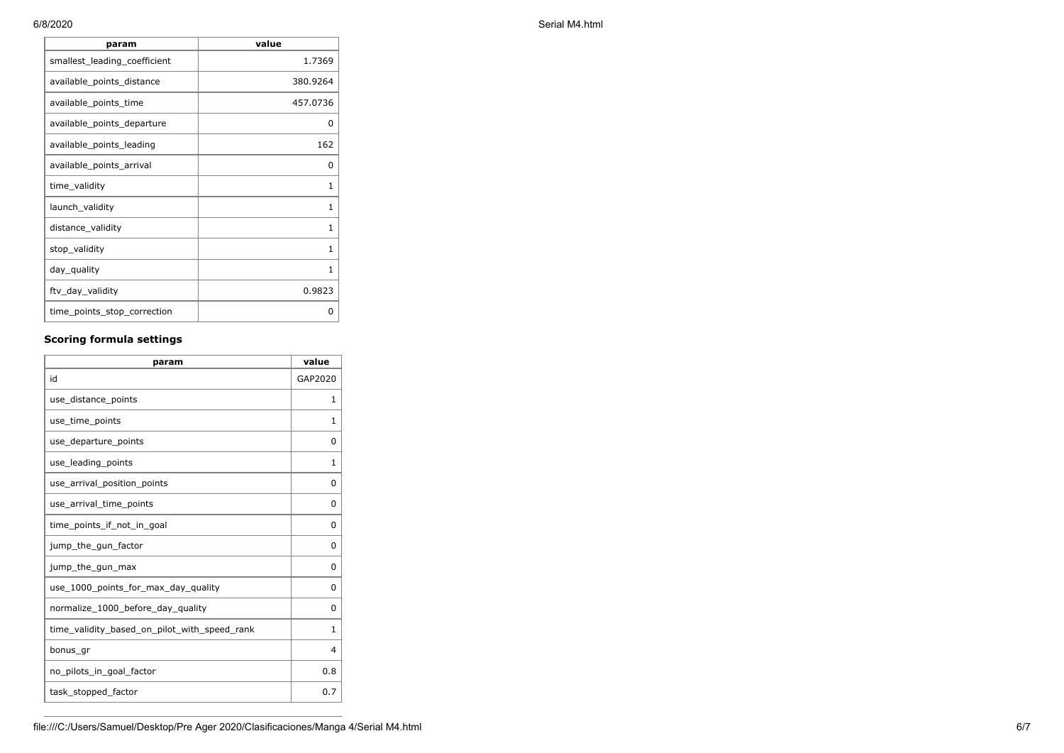| param | value |
|---|---|
| smallest_leading_coefficient | 1.7369 |
| available_points_distance | 380.9264 |
| available_points_time | 457.0736 |
| available_points_departure | 0 |
| available_points_leading | 162 |
| available_points_arrival | 0 |
| time_validity | 1 |
| launch_validity | 1 |
| distance_validity | 1 |
| stop_validity | 1 |
| day_quality | 1 |
| ftv_day_validity | 0.9823 |
| time_points_stop_correction | 0 |

### Scoring formula settings

| param | value |
|---|---|
| id | GAP2020 |
| use_distance_points | 1 |
| use_time_points | 1 |
| use_departure_points | 0 |
| use_leading_points | 1 |
| use_arrival_position_points | 0 |
| use_arrival_time_points | 0 |
| time_points_if_not_in_goal | 0 |
| jump_the_gun_factor | 0 |
| jump_the_gun_max | 0 |
| use_1000_points_for_max_day_quality | 0 |
| normalize_1000_before_day_quality | 0 |
| time_validity_based_on_pilot_with_speed_rank | 1 |
| bonus_gr | 4 |
| no_pilots_in_goal_factor | 0.8 |
| task_stopped_factor | 0.7 |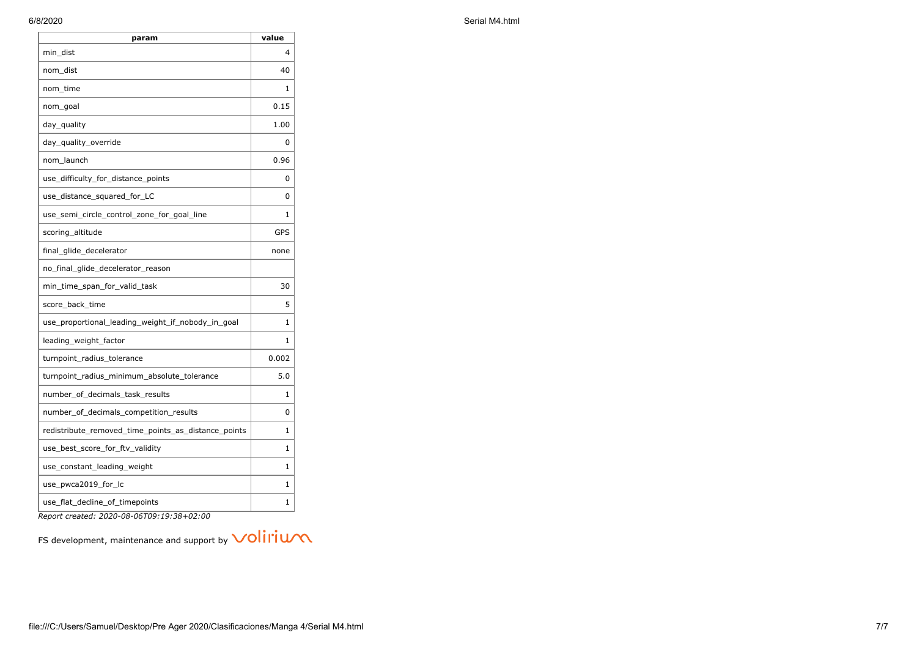| param | value |
|---|---|
| min_dist | 4 |
| nom_dist | 40 |
| nom_time | 1 |
| nom_goal | 0.15 |
| day_quality | 1.00 |
| day_quality_override | 0 |
| nom_launch | 0.96 |
| use_difficulty_for_distance_points | 0 |
| use_distance_squared_for_LC | 0 |
| use_semi_circle_control_zone_for_goal_line | 1 |
| scoring_altitude | GPS |
| final_glide_decelerator | none |
| no_final_glide_decelerator_reason | |
| min_time_span_for_valid_task | 30 |
| score_back_time | 5 |
| use_proportional_leading_weight_if_nobody_in_goal | 1 |
| leading_weight_factor | 1 |
| turnpoint_radius_tolerance | 0.002 |
| turnpoint_radius_minimum_absolute_tolerance | 5.0 |
| number_of_decimals_task_results | 1 |
| number_of_decimals_competition_results | 0 |
| redistribute_removed_time_points_as_distance_points | 1 |
| use_best_score_for_ftv_validity | 1 |
| use_constant_leading_weight | 1 |
| use_pwca2019_for_lc | 1 |
| use_flat_decline_of_timepoints | 1 |

*Report created: 2020-08-06T09:19:38+02:00*

FS development, maintenance and support by volirium